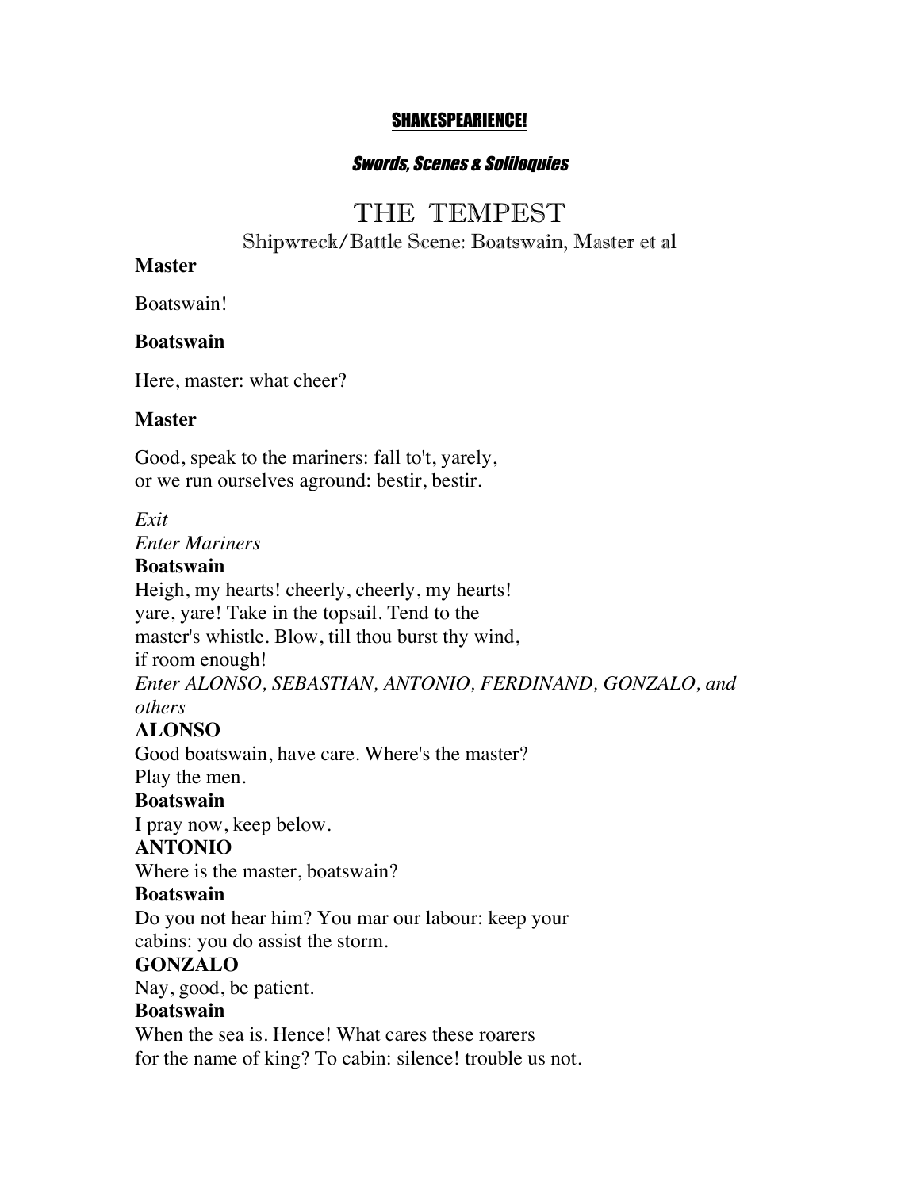**SHAKESPEARIENCE!**

***Swords, Scenes & Soliloquies***

# THE TEMPEST

## Shipwreck/Battle Scene: Boatswain, Master et al

**Master**

Boatswain!

**Boatswain**

Here, master: what cheer?

**Master**

Good, speak to the mariners: fall to't, yarely,
or we run ourselves aground: bestir, bestir.

*Exit*
*Enter Mariners*

**Boatswain**
Heigh, my hearts! cheerly, cheerly, my hearts!
yare, yare! Take in the topsail. Tend to the
master's whistle. Blow, till thou burst thy wind,
if room enough!

*Enter ALONSO, SEBASTIAN, ANTONIO, FERDINAND, GONZALO, and others*

**ALONSO**
Good boatswain, have care. Where's the master?
Play the men.

**Boatswain**
I pray now, keep below.

**ANTONIO**
Where is the master, boatswain?

**Boatswain**
Do you not hear him? You mar our labour: keep your
cabins: you do assist the storm.

**GONZALO**
Nay, good, be patient.

**Boatswain**
When the sea is. Hence! What cares these roarers
for the name of king? To cabin: silence! trouble us not.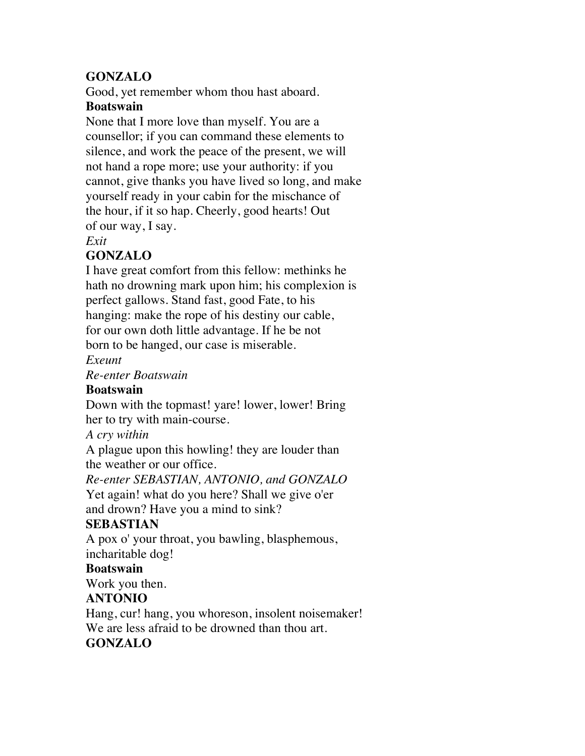**GONZALO**

Good, yet remember whom thou hast aboard.

**Boatswain**

None that I more love than myself. You are a
counsellor; if you can command these elements to
silence, and work the peace of the present, we will
not hand a rope more; use your authority: if you
cannot, give thanks you have lived so long, and make
yourself ready in your cabin for the mischance of
the hour, if it so hap. Cheerly, good hearts! Out
of our way, I say.

*Exit*

**GONZALO**

I have great comfort from this fellow: methinks he
hath no drowning mark upon him; his complexion is
perfect gallows. Stand fast, good Fate, to his
hanging: make the rope of his destiny our cable,
for our own doth little advantage. If he be not
born to be hanged, our case is miserable.

*Exeunt*

*Re-enter Boatswain*

**Boatswain**

Down with the topmast! yare! lower, lower! Bring
her to try with main-course.

*A cry within*

A plague upon this howling! they are louder than
the weather or our office.

*Re-enter SEBASTIAN, ANTONIO, and GONZALO*

Yet again! what do you here? Shall we give o'er
and drown? Have you a mind to sink?

**SEBASTIAN**

A pox o' your throat, you bawling, blasphemous,
incharitable dog!

**Boatswain**

Work you then.

**ANTONIO**

Hang, cur! hang, you whoreson, insolent noisemaker!
We are less afraid to be drowned than thou art.

**GONZALO**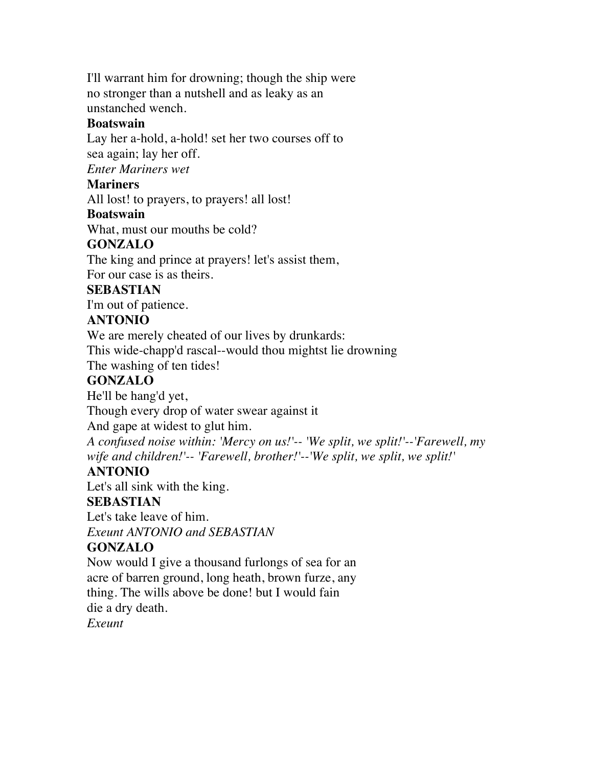I'll warrant him for drowning; though the ship were
no stronger than a nutshell and as leaky as an
unstanched wench.

**Boatswain**

Lay her a-hold, a-hold! set her two courses off to
sea again; lay her off.

*Enter Mariners wet*

**Mariners**

All lost! to prayers, to prayers! all lost!

**Boatswain**

What, must our mouths be cold?

**GONZALO**

The king and prince at prayers! let's assist them,
For our case is as theirs.

**SEBASTIAN**

I'm out of patience.

**ANTONIO**

We are merely cheated of our lives by drunkards:
This wide-chapp'd rascal--would thou mightst lie drowning
The washing of ten tides!

**GONZALO**

He'll be hang'd yet,
Though every drop of water swear against it
And gape at widest to glut him.

*A confused noise within: 'Mercy on us!'-- 'We split, we split!'--'Farewell, my wife and children!'-- 'Farewell, brother!'--'We split, we split, we split!'*

**ANTONIO**

Let's all sink with the king.

**SEBASTIAN**

Let's take leave of him.

*Exeunt ANTONIO and SEBASTIAN*

**GONZALO**

Now would I give a thousand furlongs of sea for an
acre of barren ground, long heath, brown furze, any
thing. The wills above be done! but I would fain
die a dry death.

*Exeunt*